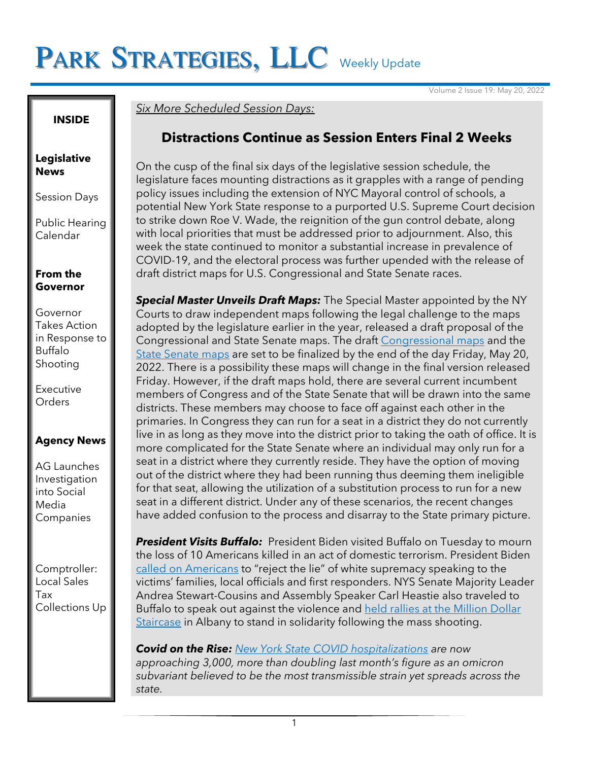# PARK STRATEGIES, LLC Weekly Update

Volume 2 Issue 19: May 20, 2022

**INSIDE**

**Legislative News**

Session Days

Public Hearing Calendar

**From the Governor**

Governor Takes Action in Response to Buffalo Shooting

Executive Orders

**Agency News**

AG Launches Investigation into Social Media Companies

Comptroller: Local Sales Tax Collections Up

*Six More Scheduled Session Days:*

## Distractions Continue as Session Enters Final 2 Weeks

On the cusp of the final six days of the legislative session schedule, the legislature faces mounting distractions as it grapples with a range of pending policy issues including the extension of NYC Mayoral control of schools, a potential New York State response to a purported U.S. Supreme Court decision to strike down Roe V. Wade, the reignition of the gun control debate, along with local priorities that must be addressed prior to adjournment. Also, this week the state continued to monitor a substantial increase in prevalence of COVID-19, and the electoral process was further upended with the release of draft district maps for U.S. Congressional and State Senate races.

***Special Master Unveils Draft Maps:*** The Special Master appointed by the NY Courts to draw independent maps following the legal challenge to the maps adopted by the legislature earlier in the year, released a draft proposal of the Congressional and State Senate maps. The draft Congressional maps and the State Senate maps are set to be finalized by the end of the day Friday, May 20, 2022. There is a possibility these maps will change in the final version released Friday. However, if the draft maps hold, there are several current incumbent members of Congress and of the State Senate that will be drawn into the same districts. These members may choose to face off against each other in the primaries. In Congress they can run for a seat in a district they do not currently live in as long as they move into the district prior to taking the oath of office. It is more complicated for the State Senate where an individual may only run for a seat in a district where they currently reside. They have the option of moving out of the district where they had been running thus deeming them ineligible for that seat, allowing the utilization of a substitution process to run for a new seat in a different district. Under any of these scenarios, the recent changes have added confusion to the process and disarray to the State primary picture.

***President Visits Buffalo:*** President Biden visited Buffalo on Tuesday to mourn the loss of 10 Americans killed in an act of domestic terrorism. President Biden called on Americans to "reject the lie" of white supremacy speaking to the victims' families, local officials and first responders. NYS Senate Majority Leader Andrea Stewart-Cousins and Assembly Speaker Carl Heastie also traveled to Buffalo to speak out against the violence and held rallies at the Million Dollar Staircase in Albany to stand in solidarity following the mass shooting.

***Covid on the Rise:*** *New York State COVID hospitalizations are now approaching 3,000, more than doubling last month's figure as an omicron subvariant believed to be the most transmissible strain yet spreads across the state.*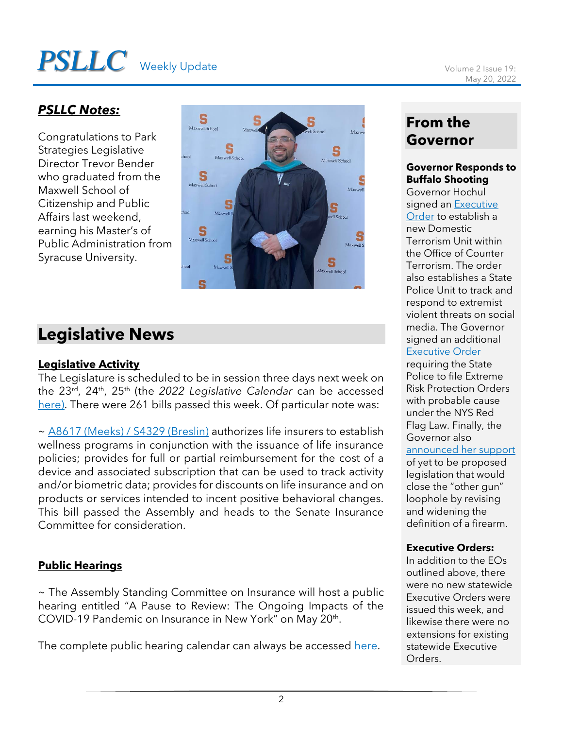## *PSLLC Notes:*

Congratulations to Park Strategies Legislative Director Trevor Bender who graduated from the Maxwell School of Citizenship and Public Affairs last weekend, earning his Master's of Public Administration from Syracuse University.

# Legislative News

### Legislative Activity

The Legislature is scheduled to be in session three days next week on the 23rd, 24th, 25th (the *2022 Legislative Calendar* can be accessed here). There were 261 bills passed this week. Of particular note was:

~ A8617 (Meeks) / S4329 (Breslin) authorizes life insurers to establish wellness programs in conjunction with the issuance of life insurance policies; provides for full or partial reimbursement for the cost of a device and associated subscription that can be used to track activity and/or biometric data; provides for discounts on life insurance and on products or services intended to incent positive behavioral changes. This bill passed the Assembly and heads to the Senate Insurance Committee for consideration.

### Public Hearings

~ The Assembly Standing Committee on Insurance will host a public hearing entitled "A Pause to Review: The Ongoing Impacts of the COVID-19 Pandemic on Insurance in New York" on May 20th.

The complete public hearing calendar can always be accessed here.

# From the Governor

**Governor Responds to Buffalo Shooting**

Governor Hochul signed an Executive Order to establish a new Domestic Terrorism Unit within the Office of Counter Terrorism. The order also establishes a State Police Unit to track and respond to extremist violent threats on social media. The Governor signed an additional Executive Order requiring the State Police to file Extreme Risk Protection Orders with probable cause under the NYS Red Flag Law. Finally, the Governor also announced her support of yet to be proposed legislation that would close the "other gun" loophole by revising and widening the definition of a firearm.

**Executive Orders:**

In addition to the EOs outlined above, there were no new statewide Executive Orders were issued this week, and likewise there were no extensions for existing statewide Executive Orders.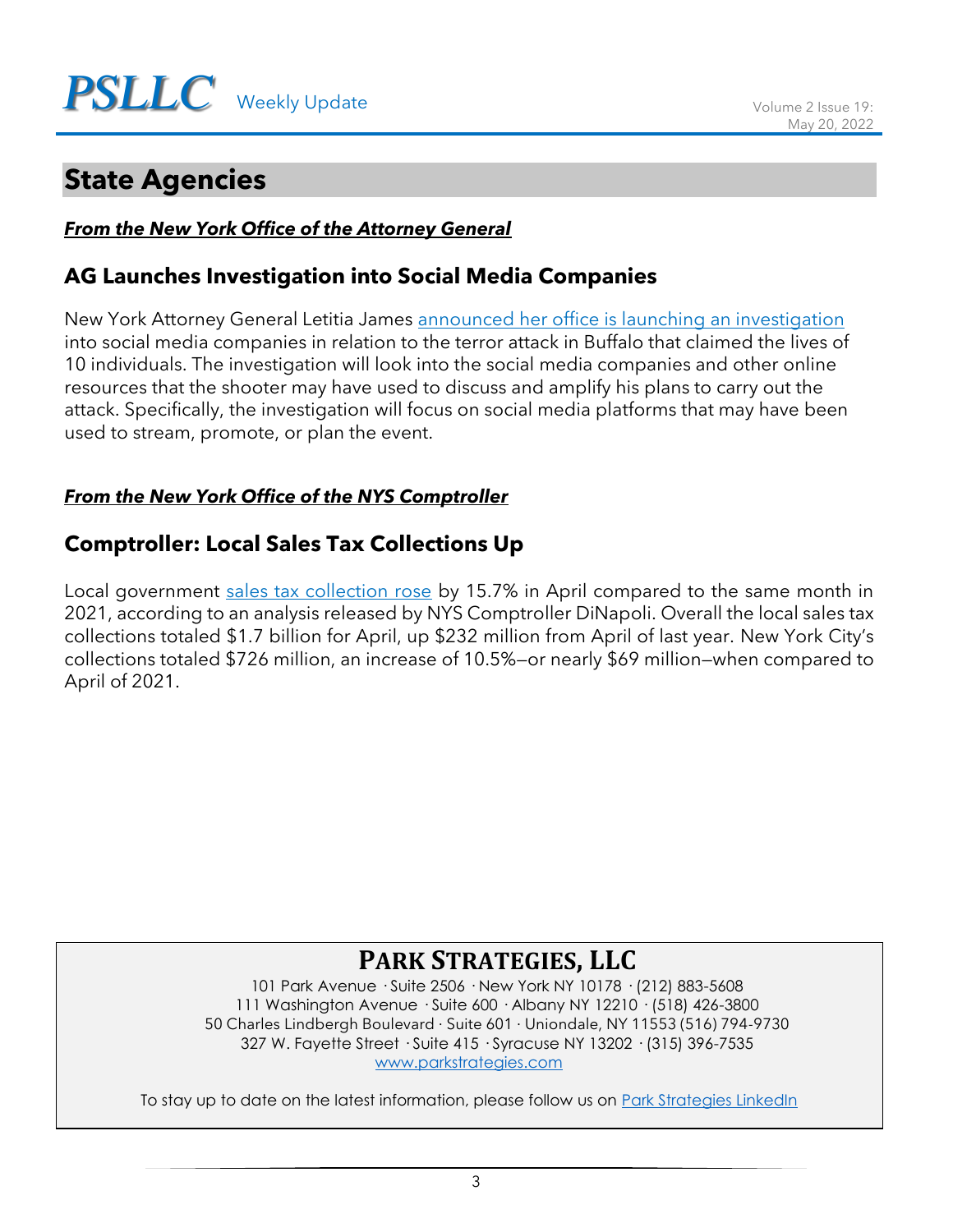# State Agencies

***From the New York Office of the Attorney General***

## AG Launches Investigation into Social Media Companies

New York Attorney General Letitia James announced her office is launching an investigation into social media companies in relation to the terror attack in Buffalo that claimed the lives of 10 individuals. The investigation will look into the social media companies and other online resources that the shooter may have used to discuss and amplify his plans to carry out the attack. Specifically, the investigation will focus on social media platforms that may have been used to stream, promote, or plan the event.

***From the New York Office of the NYS Comptroller***

## Comptroller: Local Sales Tax Collections Up

Local government sales tax collection rose by 15.7% in April compared to the same month in 2021, according to an analysis released by NYS Comptroller DiNapoli. Overall the local sales tax collections totaled $1.7 billion for April, up $232 million from April of last year. New York City's collections totaled $726 million, an increase of 10.5%—or nearly $69 million—when compared to April of 2021.

**PARK STRATEGIES, LLC**

101 Park Avenue · Suite 2506 · New York NY 10178 · (212) 883-5608
111 Washington Avenue · Suite 600 · Albany NY 12210 · (518) 426-3800
50 Charles Lindbergh Boulevard · Suite 601 · Uniondale, NY 11553 (516) 794-9730
327 W. Fayette Street · Suite 415 · Syracuse NY 13202 · (315) 396-7535
www.parkstrategies.com

To stay up to date on the latest information, please follow us on Park Strategies LinkedIn